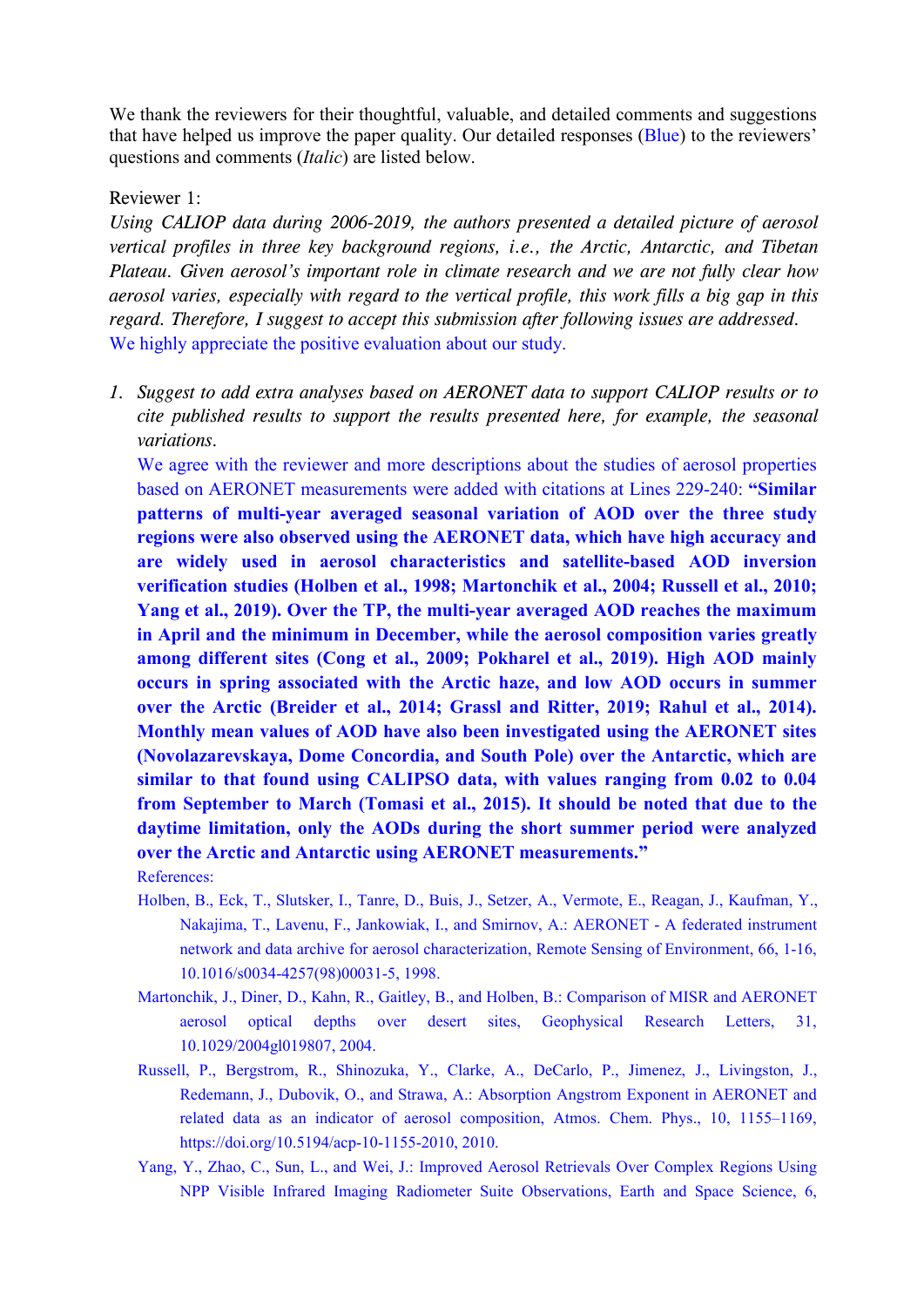We thank the reviewers for their thoughtful, valuable, and detailed comments and suggestions that have helped us improve the paper quality. Our detailed responses (Blue) to the reviewers' questions and comments (*Italic*) are listed below.

Reviewer 1:

*Using CALIOP data during 2006-2019, the authors presented a detailed picture of aerosol vertical profiles in three key background regions, i.e., the Arctic, Antarctic, and Tibetan Plateau. Given aerosol's important role in climate research and we are not fully clear how aerosol varies, especially with regard to the vertical profile, this work fills a big gap in this regard. Therefore, I suggest to accept this submission after following issues are addressed.*

We highly appreciate the positive evaluation about our study.

1. *Suggest to add extra analyses based on AERONET data to support CALIOP results or to cite published results to support the results presented here, for example, the seasonal variations.*

   We agree with the reviewer and more descriptions about the studies of aerosol properties based on AERONET measurements were added with citations at Lines 229-240: **"Similar patterns of multi-year averaged seasonal variation of AOD over the three study regions were also observed using the AERONET data, which have high accuracy and are widely used in aerosol characteristics and satellite-based AOD inversion verification studies (Holben et al., 1998; Martonchik et al., 2004; Russell et al., 2010; Yang et al., 2019). Over the TP, the multi-year averaged AOD reaches the maximum in April and the minimum in December, while the aerosol composition varies greatly among different sites (Cong et al., 2009; Pokharel et al., 2019). High AOD mainly occurs in spring associated with the Arctic haze, and low AOD occurs in summer over the Arctic (Breider et al., 2014; Grassl and Ritter, 2019; Rahul et al., 2014). Monthly mean values of AOD have also been investigated using the AERONET sites (Novolazarevskaya, Dome Concordia, and South Pole) over the Antarctic, which are similar to that found using CALIPSO data, with values ranging from 0.02 to 0.04 from September to March (Tomasi et al., 2015). It should be noted that due to the daytime limitation, only the AODs during the short summer period were analyzed over the Arctic and Antarctic using AERONET measurements."**

   References:

   Holben, B., Eck, T., Slutsker, I., Tanre, D., Buis, J., Setzer, A., Vermote, E., Reagan, J., Kaufman, Y., Nakajima, T., Lavenu, F., Jankowiak, I., and Smirnov, A.: AERONET - A federated instrument network and data archive for aerosol characterization, Remote Sensing of Environment, 66, 1-16, 10.1016/s0034-4257(98)00031-5, 1998.

   Martonchik, J., Diner, D., Kahn, R., Gaitley, B., and Holben, B.: Comparison of MISR and AERONET aerosol optical depths over desert sites, Geophysical Research Letters, 31, 10.1029/2004gl019807, 2004.

   Russell, P., Bergstrom, R., Shinozuka, Y., Clarke, A., DeCarlo, P., Jimenez, J., Livingston, J., Redemann, J., Dubovik, O., and Strawa, A.: Absorption Angstrom Exponent in AERONET and related data as an indicator of aerosol composition, Atmos. Chem. Phys., 10, 1155–1169, https://doi.org/10.5194/acp-10-1155-2010, 2010.

   Yang, Y., Zhao, C., Sun, L., and Wei, J.: Improved Aerosol Retrievals Over Complex Regions Using NPP Visible Infrared Imaging Radiometer Suite Observations, Earth and Space Science, 6,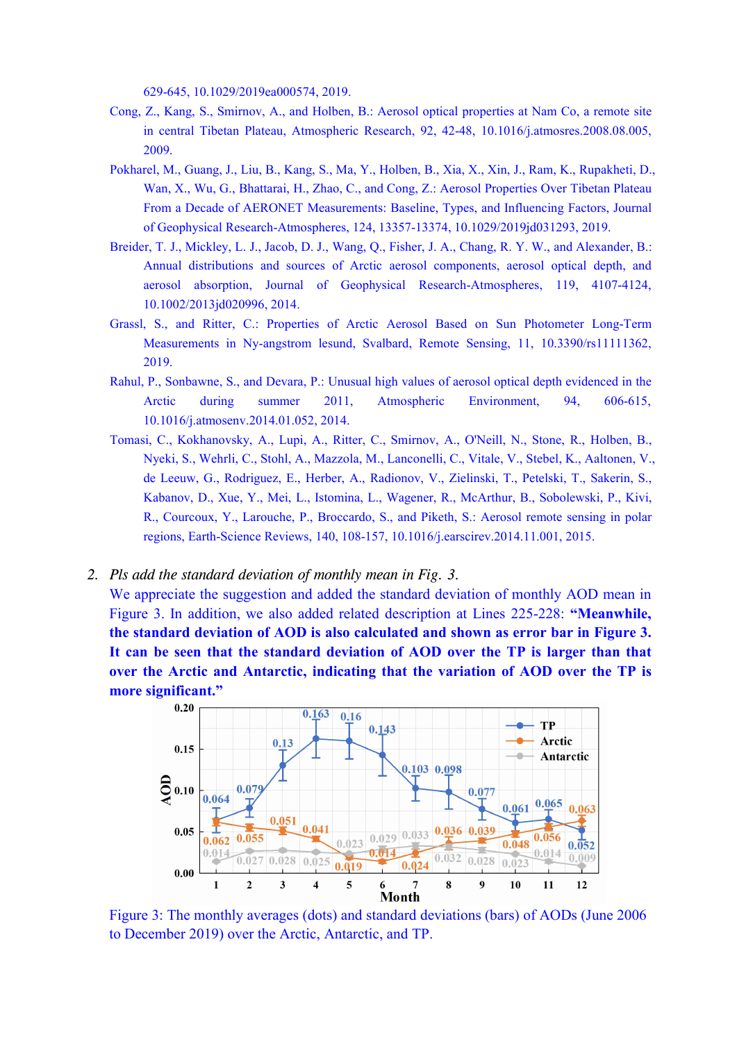629-645, 10.1029/2019ea000574, 2019.

Cong, Z., Kang, S., Smirnov, A., and Holben, B.: Aerosol optical properties at Nam Co, a remote site in central Tibetan Plateau, Atmospheric Research, 92, 42-48, 10.1016/j.atmosres.2008.08.005, 2009.

Pokharel, M., Guang, J., Liu, B., Kang, S., Ma, Y., Holben, B., Xia, X., Xin, J., Ram, K., Rupakheti, D., Wan, X., Wu, G., Bhattarai, H., Zhao, C., and Cong, Z.: Aerosol Properties Over Tibetan Plateau From a Decade of AERONET Measurements: Baseline, Types, and Influencing Factors, Journal of Geophysical Research-Atmospheres, 124, 13357-13374, 10.1029/2019jd031293, 2019.

Breider, T. J., Mickley, L. J., Jacob, D. J., Wang, Q., Fisher, J. A., Chang, R. Y. W., and Alexander, B.: Annual distributions and sources of Arctic aerosol components, aerosol optical depth, and aerosol absorption, Journal of Geophysical Research-Atmospheres, 119, 4107-4124, 10.1002/2013jd020996, 2014.

Grassl, S., and Ritter, C.: Properties of Arctic Aerosol Based on Sun Photometer Long-Term Measurements in Ny-angstrom lesund, Svalbard, Remote Sensing, 11, 10.3390/rs11111362, 2019.

Rahul, P., Sonbawne, S., and Devara, P.: Unusual high values of aerosol optical depth evidenced in the Arctic during summer 2011, Atmospheric Environment, 94, 606-615, 10.1016/j.atmosenv.2014.01.052, 2014.

Tomasi, C., Kokhanovsky, A., Lupi, A., Ritter, C., Smirnov, A., O'Neill, N., Stone, R., Holben, B., Nyeki, S., Wehrli, C., Stohl, A., Mazzola, M., Lanconelli, C., Vitale, V., Stebel, K., Aaltonen, V., de Leeuw, G., Rodriguez, E., Herber, A., Radionov, V., Zielinski, T., Petelski, T., Sakerin, S., Kabanov, D., Xue, Y., Mei, L., Istomina, L., Wagener, R., McArthur, B., Sobolewski, P., Kivi, R., Courcoux, Y., Larouche, P., Broccardo, S., and Piketh, S.: Aerosol remote sensing in polar regions, Earth-Science Reviews, 140, 108-157, 10.1016/j.earscirev.2014.11.001, 2015.

2. *Pls add the standard deviation of monthly mean in Fig. 3.*

We appreciate the suggestion and added the standard deviation of monthly AOD mean in Figure 3. In addition, we also added related description at Lines 225-228: **"Meanwhile, the standard deviation of AOD is also calculated and shown as error bar in Figure 3. It can be seen that the standard deviation of AOD over the TP is larger than that over the Arctic and Antarctic, indicating that the variation of AOD over the TP is more significant."**

Figure 3: The monthly averages (dots) and standard deviations (bars) of AODs (June 2006 to December 2019) over the Arctic, Antarctic, and TP.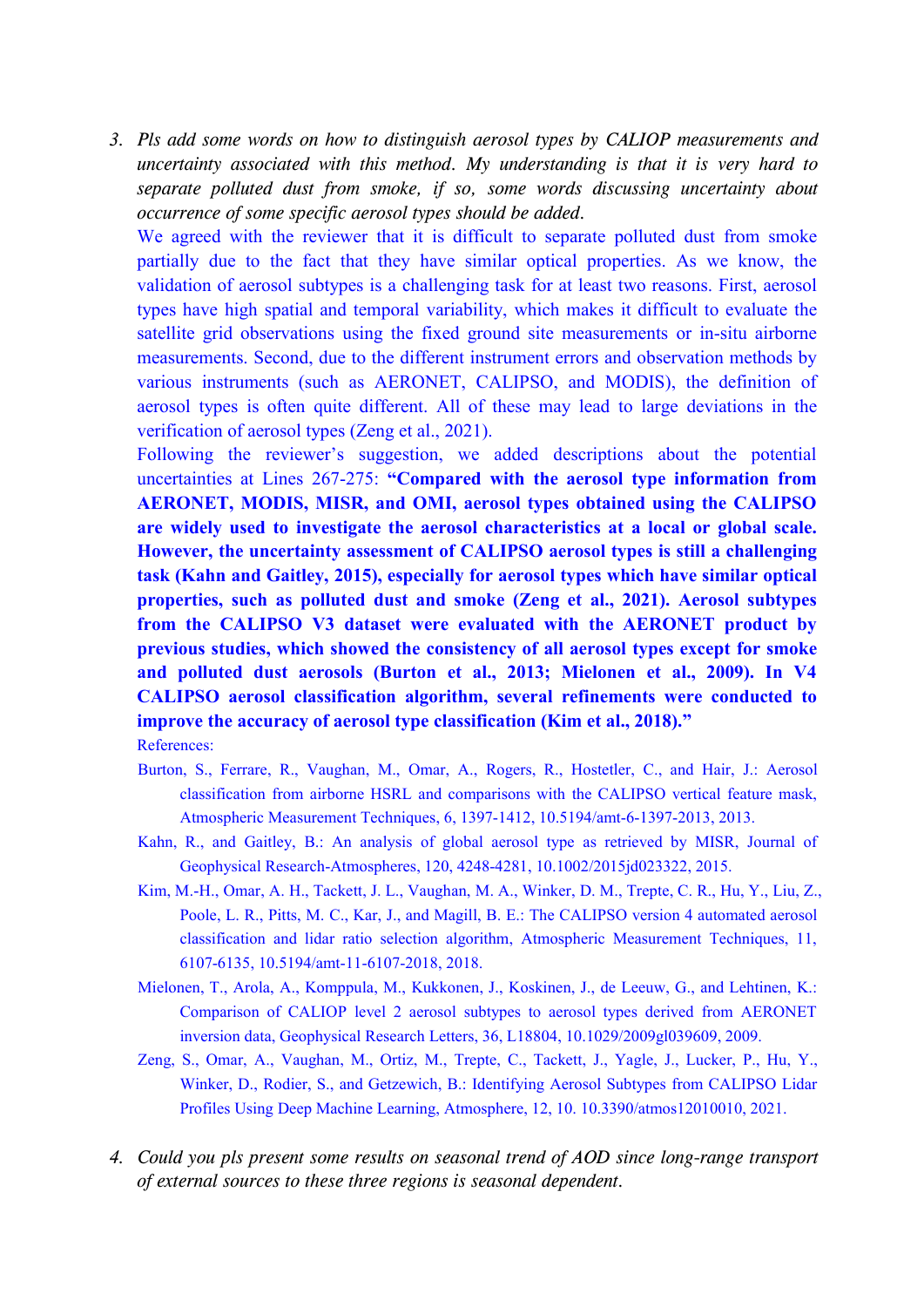3. *Pls add some words on how to distinguish aerosol types by CALIOP measurements and uncertainty associated with this method. My understanding is that it is very hard to separate polluted dust from smoke, if so, some words discussing uncertainty about occurrence of some specific aerosol types should be added.*

   We agreed with the reviewer that it is difficult to separate polluted dust from smoke partially due to the fact that they have similar optical properties. As we know, the validation of aerosol subtypes is a challenging task for at least two reasons. First, aerosol types have high spatial and temporal variability, which makes it difficult to evaluate the satellite grid observations using the fixed ground site measurements or in-situ airborne measurements. Second, due to the different instrument errors and observation methods by various instruments (such as AERONET, CALIPSO, and MODIS), the definition of aerosol types is often quite different. All of these may lead to large deviations in the verification of aerosol types (Zeng et al., 2021).

   Following the reviewer's suggestion, we added descriptions about the potential uncertainties at Lines 267-275: **"Compared with the aerosol type information from AERONET, MODIS, MISR, and OMI, aerosol types obtained using the CALIPSO are widely used to investigate the aerosol characteristics at a local or global scale. However, the uncertainty assessment of CALIPSO aerosol types is still a challenging task (Kahn and Gaitley, 2015), especially for aerosol types which have similar optical properties, such as polluted dust and smoke (Zeng et al., 2021). Aerosol subtypes from the CALIPSO V3 dataset were evaluated with the AERONET product by previous studies, which showed the consistency of all aerosol types except for smoke and polluted dust aerosols (Burton et al., 2013; Mielonen et al., 2009). In V4 CALIPSO aerosol classification algorithm, several refinements were conducted to improve the accuracy of aerosol type classification (Kim et al., 2018)."**

   References:

   Burton, S., Ferrare, R., Vaughan, M., Omar, A., Rogers, R., Hostetler, C., and Hair, J.: Aerosol classification from airborne HSRL and comparisons with the CALIPSO vertical feature mask, Atmospheric Measurement Techniques, 6, 1397-1412, 10.5194/amt-6-1397-2013, 2013.

   Kahn, R., and Gaitley, B.: An analysis of global aerosol type as retrieved by MISR, Journal of Geophysical Research-Atmospheres, 120, 4248-4281, 10.1002/2015jd023322, 2015.

   Kim, M.-H., Omar, A. H., Tackett, J. L., Vaughan, M. A., Winker, D. M., Trepte, C. R., Hu, Y., Liu, Z., Poole, L. R., Pitts, M. C., Kar, J., and Magill, B. E.: The CALIPSO version 4 automated aerosol classification and lidar ratio selection algorithm, Atmospheric Measurement Techniques, 11, 6107-6135, 10.5194/amt-11-6107-2018, 2018.

   Mielonen, T., Arola, A., Komppula, M., Kukkonen, J., Koskinen, J., de Leeuw, G., and Lehtinen, K.: Comparison of CALIOP level 2 aerosol subtypes to aerosol types derived from AERONET inversion data, Geophysical Research Letters, 36, L18804, 10.1029/2009gl039609, 2009.

   Zeng, S., Omar, A., Vaughan, M., Ortiz, M., Trepte, C., Tackett, J., Yagle, J., Lucker, P., Hu, Y., Winker, D., Rodier, S., and Getzewich, B.: Identifying Aerosol Subtypes from CALIPSO Lidar Profiles Using Deep Machine Learning, Atmosphere, 12, 10. 10.3390/atmos12010010, 2021.

4. *Could you pls present some results on seasonal trend of AOD since long-range transport of external sources to these three regions is seasonal dependent.*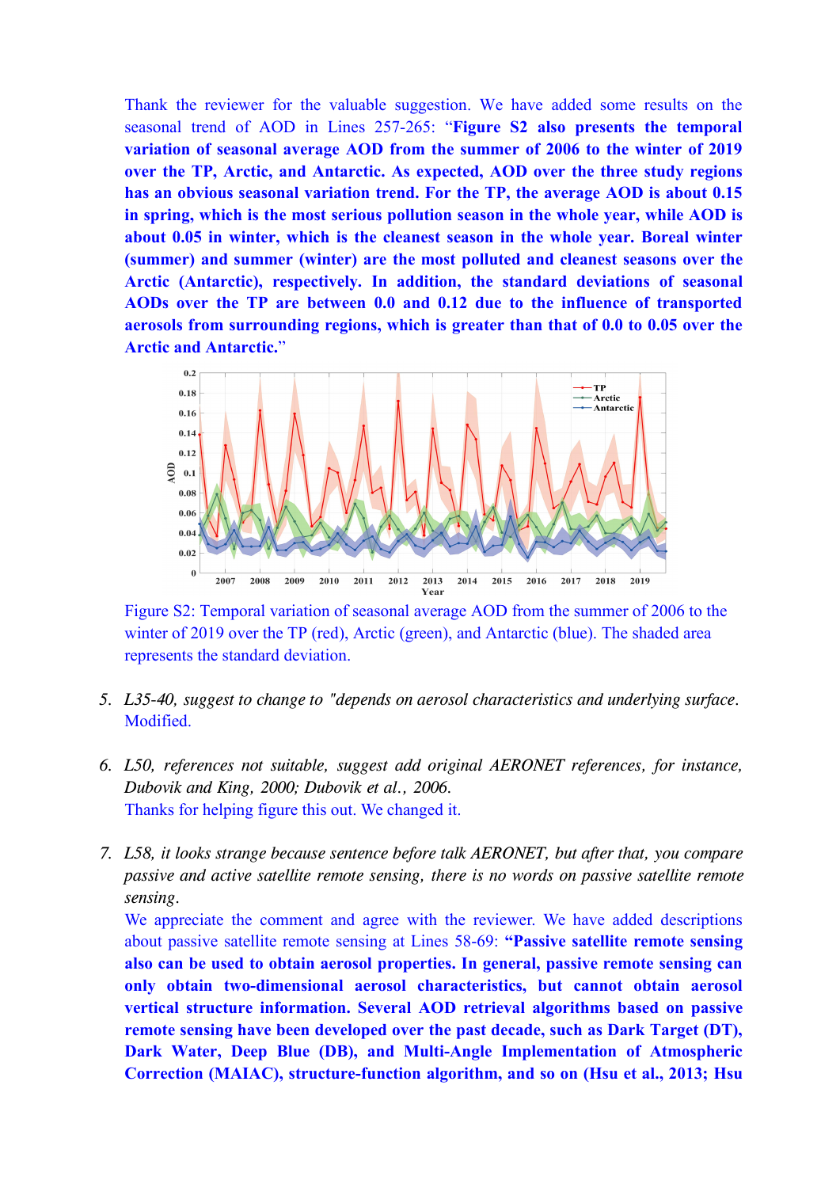Thank the reviewer for the valuable suggestion. We have added some results on the seasonal trend of AOD in Lines 257-265: "**Figure S2 also presents the temporal variation of seasonal average AOD from the summer of 2006 to the winter of 2019 over the TP, Arctic, and Antarctic. As expected, AOD over the three study regions has an obvious seasonal variation trend. For the TP, the average AOD is about 0.15 in spring, which is the most serious pollution season in the whole year, while AOD is about 0.05 in winter, which is the cleanest season in the whole year. Boreal winter (summer) and summer (winter) are the most polluted and cleanest seasons over the Arctic (Antarctic), respectively. In addition, the standard deviations of seasonal AODs over the TP are between 0.0 and 0.12 due to the influence of transported aerosols from surrounding regions, which is greater than that of 0.0 to 0.05 over the Arctic and Antarctic.**"

Figure S2: Temporal variation of seasonal average AOD from the summer of 2006 to the winter of 2019 over the TP (red), Arctic (green), and Antarctic (blue). The shaded area represents the standard deviation.

5. *L35-40, suggest to change to "depends on aerosol characteristics and underlying surface.*
   Modified.

6. *L50, references not suitable, suggest add original AERONET references, for instance, Dubovik and King, 2000; Dubovik et al., 2006.*
   Thanks for helping figure this out. We changed it.

7. *L58, it looks strange because sentence before talk AERONET, but after that, you compare passive and active satellite remote sensing, there is no words on passive satellite remote sensing.*
   We appreciate the comment and agree with the reviewer. We have added descriptions about passive satellite remote sensing at Lines 58-69: "**Passive satellite remote sensing also can be used to obtain aerosol properties. In general, passive remote sensing can only obtain two-dimensional aerosol characteristics, but cannot obtain aerosol vertical structure information. Several AOD retrieval algorithms based on passive remote sensing have been developed over the past decade, such as Dark Target (DT), Dark Water, Deep Blue (DB), and Multi-Angle Implementation of Atmospheric Correction (MAIAC), structure-function algorithm, and so on (Hsu et al., 2013; Hsu**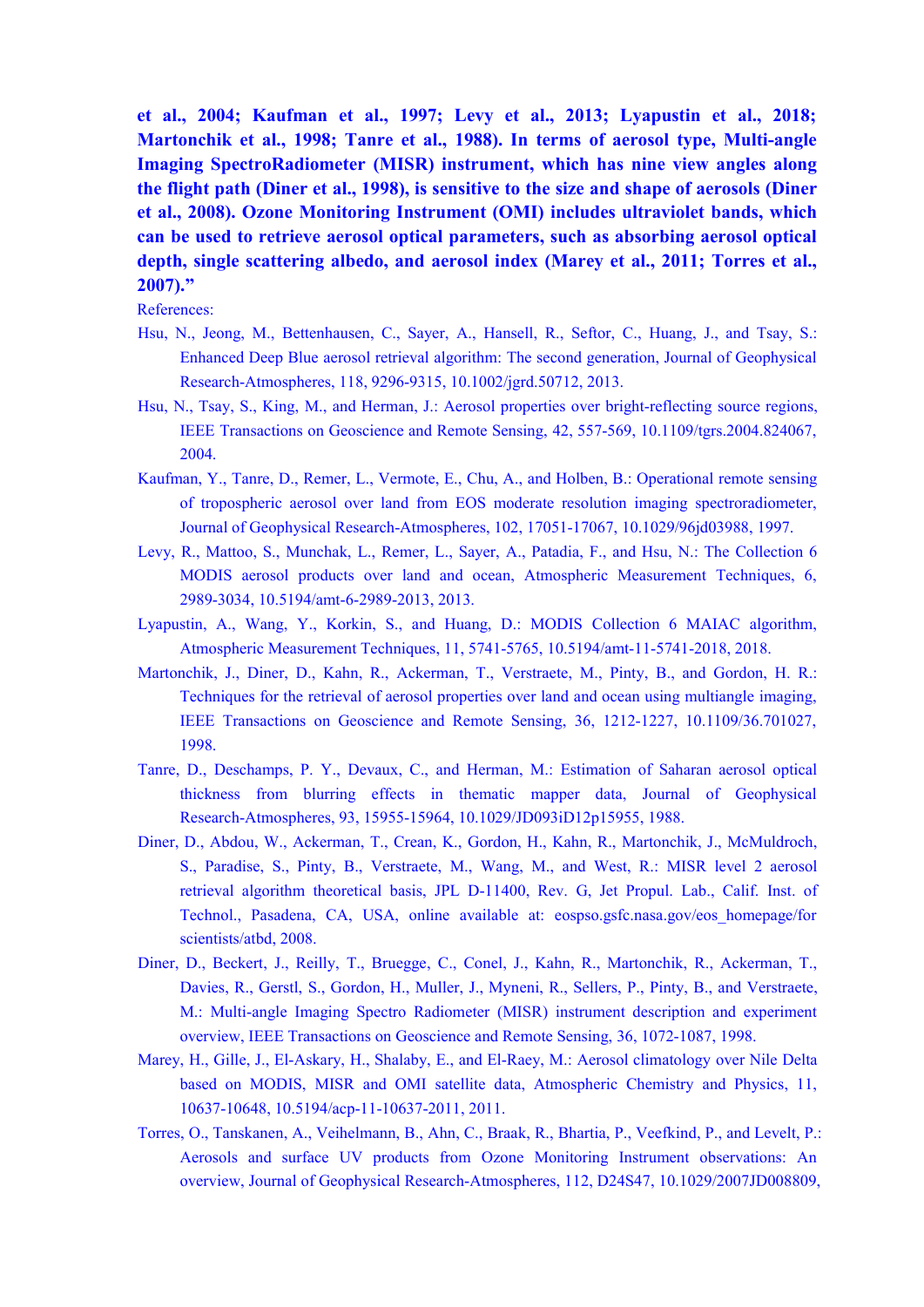**et al., 2004; Kaufman et al., 1997; Levy et al., 2013; Lyapustin et al., 2018; Martonchik et al., 1998; Tanre et al., 1988). In terms of aerosol type, Multi-angle Imaging SpectroRadiometer (MISR) instrument, which has nine view angles along the flight path (Diner et al., 1998), is sensitive to the size and shape of aerosols (Diner et al., 2008). Ozone Monitoring Instrument (OMI) includes ultraviolet bands, which can be used to retrieve aerosol optical parameters, such as absorbing aerosol optical depth, single scattering albedo, and aerosol index (Marey et al., 2011; Torres et al., 2007).”**

References:

Hsu, N., Jeong, M., Bettenhausen, C., Sayer, A., Hansell, R., Seftor, C., Huang, J., and Tsay, S.: Enhanced Deep Blue aerosol retrieval algorithm: The second generation, Journal of Geophysical Research-Atmospheres, 118, 9296-9315, 10.1002/jgrd.50712, 2013.

Hsu, N., Tsay, S., King, M., and Herman, J.: Aerosol properties over bright-reflecting source regions, IEEE Transactions on Geoscience and Remote Sensing, 42, 557-569, 10.1109/tgrs.2004.824067, 2004.

Kaufman, Y., Tanre, D., Remer, L., Vermote, E., Chu, A., and Holben, B.: Operational remote sensing of tropospheric aerosol over land from EOS moderate resolution imaging spectroradiometer, Journal of Geophysical Research-Atmospheres, 102, 17051-17067, 10.1029/96jd03988, 1997.

Levy, R., Mattoo, S., Munchak, L., Remer, L., Sayer, A., Patadia, F., and Hsu, N.: The Collection 6 MODIS aerosol products over land and ocean, Atmospheric Measurement Techniques, 6, 2989-3034, 10.5194/amt-6-2989-2013, 2013.

Lyapustin, A., Wang, Y., Korkin, S., and Huang, D.: MODIS Collection 6 MAIAC algorithm, Atmospheric Measurement Techniques, 11, 5741-5765, 10.5194/amt-11-5741-2018, 2018.

Martonchik, J., Diner, D., Kahn, R., Ackerman, T., Verstraete, M., Pinty, B., and Gordon, H. R.: Techniques for the retrieval of aerosol properties over land and ocean using multiangle imaging, IEEE Transactions on Geoscience and Remote Sensing, 36, 1212-1227, 10.1109/36.701027, 1998.

Tanre, D., Deschamps, P. Y., Devaux, C., and Herman, M.: Estimation of Saharan aerosol optical thickness from blurring effects in thematic mapper data, Journal of Geophysical Research-Atmospheres, 93, 15955-15964, 10.1029/JD093iD12p15955, 1988.

Diner, D., Abdou, W., Ackerman, T., Crean, K., Gordon, H., Kahn, R., Martonchik, J., McMuldroch, S., Paradise, S., Pinty, B., Verstraete, M., Wang, M., and West, R.: MISR level 2 aerosol retrieval algorithm theoretical basis, JPL D-11400, Rev. G, Jet Propul. Lab., Calif. Inst. of Technol., Pasadena, CA, USA, online available at: eospso.gsfc.nasa.gov/eos_homepage/for scientists/atbd, 2008.

Diner, D., Beckert, J., Reilly, T., Bruegge, C., Conel, J., Kahn, R., Martonchik, R., Ackerman, T., Davies, R., Gerstl, S., Gordon, H., Muller, J., Myneni, R., Sellers, P., Pinty, B., and Verstraete, M.: Multi-angle Imaging Spectro Radiometer (MISR) instrument description and experiment overview, IEEE Transactions on Geoscience and Remote Sensing, 36, 1072-1087, 1998.

Marey, H., Gille, J., El-Askary, H., Shalaby, E., and El-Raey, M.: Aerosol climatology over Nile Delta based on MODIS, MISR and OMI satellite data, Atmospheric Chemistry and Physics, 11, 10637-10648, 10.5194/acp-11-10637-2011, 2011.

Torres, O., Tanskanen, A., Veihelmann, B., Ahn, C., Braak, R., Bhartia, P., Veefkind, P., and Levelt, P.: Aerosols and surface UV products from Ozone Monitoring Instrument observations: An overview, Journal of Geophysical Research-Atmospheres, 112, D24S47, 10.1029/2007JD008809,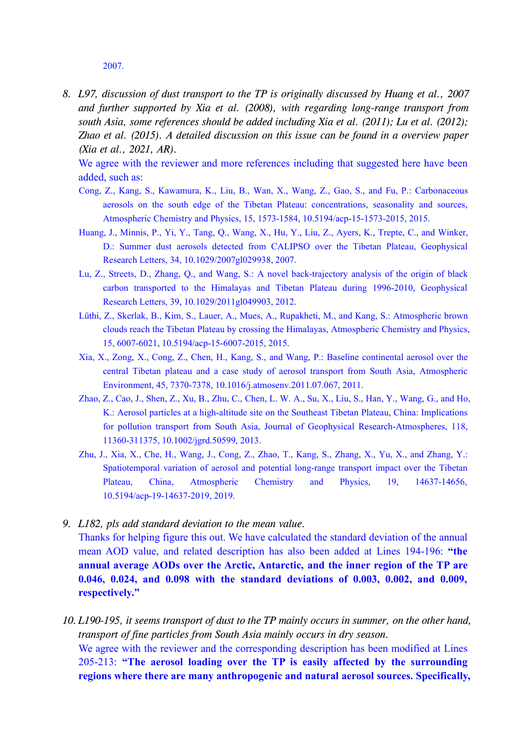2007.

8. *L97, discussion of dust transport to the TP is originally discussed by Huang et al., 2007 and further supported by Xia et al. (2008), with regarding long-range transport from south Asia, some references should be added including Xia et al. (2011); Lu et al. (2012); Zhao et al. (2015). A detailed discussion on this issue can be found in a overview paper (Xia et al., 2021, AR).*

   We agree with the reviewer and more references including that suggested here have been added, such as:

   Cong, Z., Kang, S., Kawamura, K., Liu, B., Wan, X., Wang, Z., Gao, S., and Fu, P.: Carbonaceous aerosols on the south edge of the Tibetan Plateau: concentrations, seasonality and sources, Atmospheric Chemistry and Physics, 15, 1573-1584, 10.5194/acp-15-1573-2015, 2015.

   Huang, J., Minnis, P., Yi, Y., Tang, Q., Wang, X., Hu, Y., Liu, Z., Ayers, K., Trepte, C., and Winker, D.: Summer dust aerosols detected from CALIPSO over the Tibetan Plateau, Geophysical Research Letters, 34, 10.1029/2007gl029938, 2007.

   Lu, Z., Streets, D., Zhang, Q., and Wang, S.: A novel back-trajectory analysis of the origin of black carbon transported to the Himalayas and Tibetan Plateau during 1996-2010, Geophysical Research Letters, 39, 10.1029/2011gl049903, 2012.

   Lüthi, Z., Skerlak, B., Kim, S., Lauer, A., Mues, A., Rupakheti, M., and Kang, S.: Atmospheric brown clouds reach the Tibetan Plateau by crossing the Himalayas, Atmospheric Chemistry and Physics, 15, 6007-6021, 10.5194/acp-15-6007-2015, 2015.

   Xia, X., Zong, X., Cong, Z., Chen, H., Kang, S., and Wang, P.: Baseline continental aerosol over the central Tibetan plateau and a case study of aerosol transport from South Asia, Atmospheric Environment, 45, 7370-7378, 10.1016/j.atmosenv.2011.07.067, 2011.

   Zhao, Z., Cao, J., Shen, Z., Xu, B., Zhu, C., Chen, L. W. A., Su, X., Liu, S., Han, Y., Wang, G., and Ho, K.: Aerosol particles at a high-altitude site on the Southeast Tibetan Plateau, China: Implications for pollution transport from South Asia, Journal of Geophysical Research-Atmospheres, 118, 11360-311375, 10.1002/jgrd.50599, 2013.

   Zhu, J., Xia, X., Che, H., Wang, J., Cong, Z., Zhao, T., Kang, S., Zhang, X., Yu, X., and Zhang, Y.: Spatiotemporal variation of aerosol and potential long-range transport impact over the Tibetan Plateau, China, Atmospheric Chemistry and Physics, 19, 14637-14656, 10.5194/acp-19-14637-2019, 2019.

9. *L182, pls add standard deviation to the mean value.*

   Thanks for helping figure this out. We have calculated the standard deviation of the annual mean AOD value, and related description has also been added at Lines 194-196: **"the annual average AODs over the Arctic, Antarctic, and the inner region of the TP are 0.046, 0.024, and 0.098 with the standard deviations of 0.003, 0.002, and 0.009, respectively."**

10. *L190-195, it seems transport of dust to the TP mainly occurs in summer, on the other hand, transport of fine particles from South Asia mainly occurs in dry season.*

    We agree with the reviewer and the corresponding description has been modified at Lines 205-213: **"The aerosol loading over the TP is easily affected by the surrounding regions where there are many anthropogenic and natural aerosol sources. Specifically,**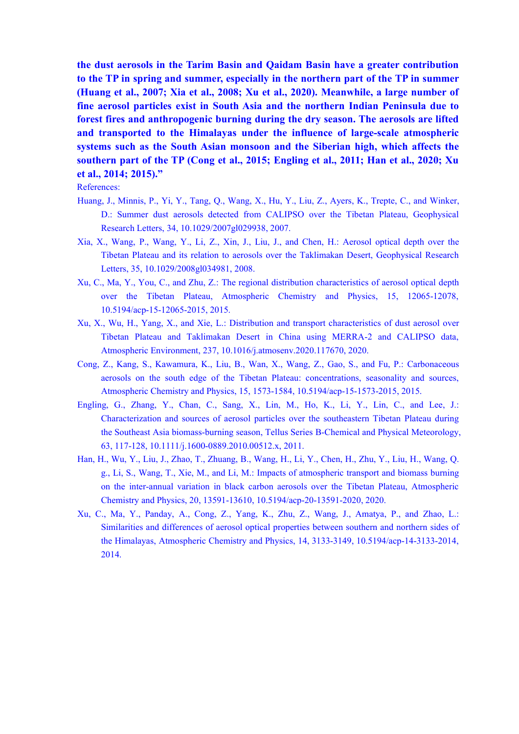**the dust aerosols in the Tarim Basin and Qaidam Basin have a greater contribution to the TP in spring and summer, especially in the northern part of the TP in summer (Huang et al., 2007; Xia et al., 2008; Xu et al., 2020). Meanwhile, a large number of fine aerosol particles exist in South Asia and the northern Indian Peninsula due to forest fires and anthropogenic burning during the dry season. The aerosols are lifted and transported to the Himalayas under the influence of large-scale atmospheric systems such as the South Asian monsoon and the Siberian high, which affects the southern part of the TP (Cong et al., 2015; Engling et al., 2011; Han et al., 2020; Xu et al., 2014; 2015).”**

References:

Huang, J., Minnis, P., Yi, Y., Tang, Q., Wang, X., Hu, Y., Liu, Z., Ayers, K., Trepte, C., and Winker, D.: Summer dust aerosols detected from CALIPSO over the Tibetan Plateau, Geophysical Research Letters, 34, 10.1029/2007gl029938, 2007.

Xia, X., Wang, P., Wang, Y., Li, Z., Xin, J., Liu, J., and Chen, H.: Aerosol optical depth over the Tibetan Plateau and its relation to aerosols over the Taklimakan Desert, Geophysical Research Letters, 35, 10.1029/2008gl034981, 2008.

Xu, C., Ma, Y., You, C., and Zhu, Z.: The regional distribution characteristics of aerosol optical depth over the Tibetan Plateau, Atmospheric Chemistry and Physics, 15, 12065-12078, 10.5194/acp-15-12065-2015, 2015.

Xu, X., Wu, H., Yang, X., and Xie, L.: Distribution and transport characteristics of dust aerosol over Tibetan Plateau and Taklimakan Desert in China using MERRA-2 and CALIPSO data, Atmospheric Environment, 237, 10.1016/j.atmosenv.2020.117670, 2020.

Cong, Z., Kang, S., Kawamura, K., Liu, B., Wan, X., Wang, Z., Gao, S., and Fu, P.: Carbonaceous aerosols on the south edge of the Tibetan Plateau: concentrations, seasonality and sources, Atmospheric Chemistry and Physics, 15, 1573-1584, 10.5194/acp-15-1573-2015, 2015.

Engling, G., Zhang, Y., Chan, C., Sang, X., Lin, M., Ho, K., Li, Y., Lin, C., and Lee, J.: Characterization and sources of aerosol particles over the southeastern Tibetan Plateau during the Southeast Asia biomass-burning season, Tellus Series B-Chemical and Physical Meteorology, 63, 117-128, 10.1111/j.1600-0889.2010.00512.x, 2011.

Han, H., Wu, Y., Liu, J., Zhao, T., Zhuang, B., Wang, H., Li, Y., Chen, H., Zhu, Y., Liu, H., Wang, Q. g., Li, S., Wang, T., Xie, M., and Li, M.: Impacts of atmospheric transport and biomass burning on the inter-annual variation in black carbon aerosols over the Tibetan Plateau, Atmospheric Chemistry and Physics, 20, 13591-13610, 10.5194/acp-20-13591-2020, 2020.

Xu, C., Ma, Y., Panday, A., Cong, Z., Yang, K., Zhu, Z., Wang, J., Amatya, P., and Zhao, L.: Similarities and differences of aerosol optical properties between southern and northern sides of the Himalayas, Atmospheric Chemistry and Physics, 14, 3133-3149, 10.5194/acp-14-3133-2014, 2014.